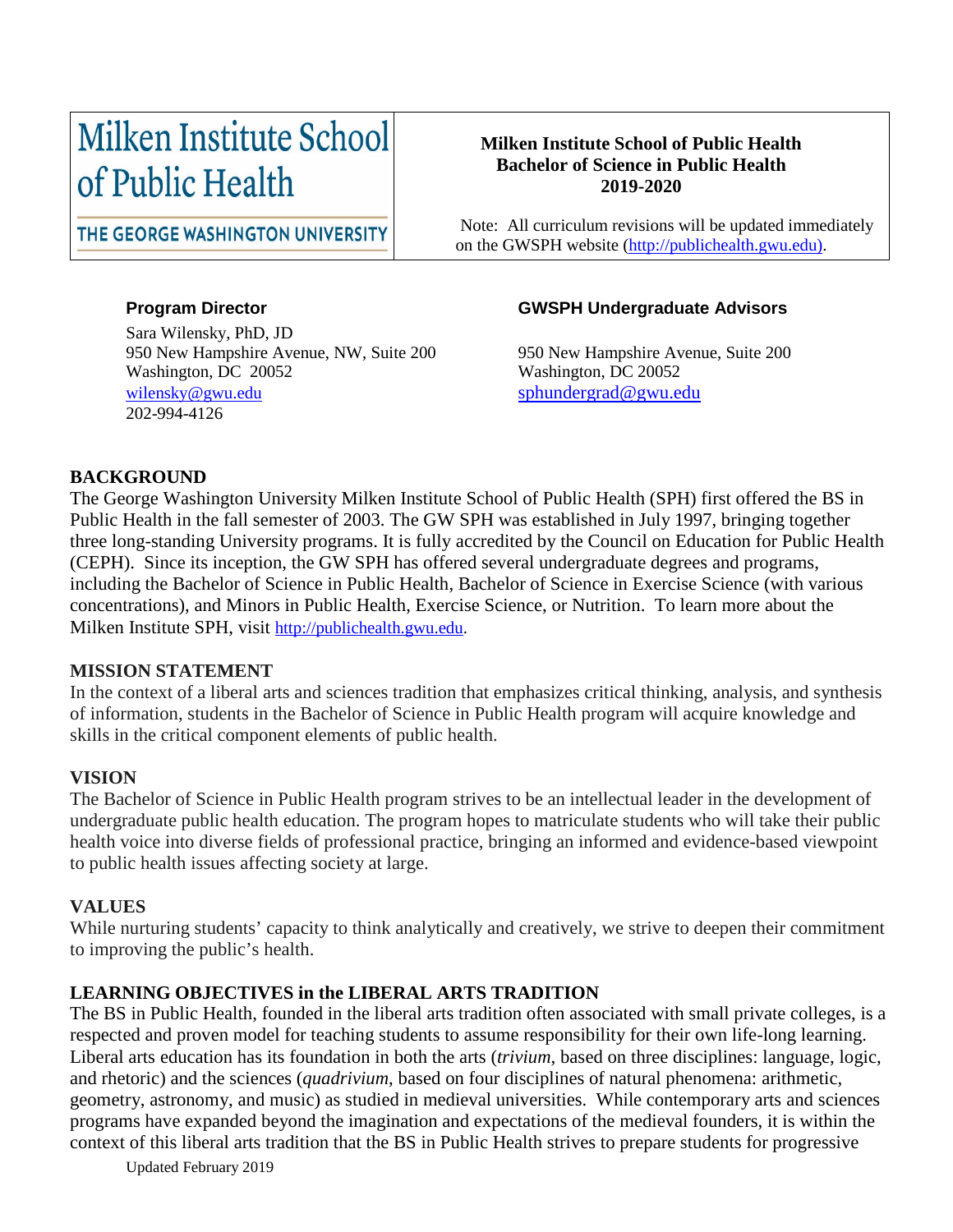Milken Institute School of Public Health

THE GEORGE WASHINGTON UNIVERSITY

**Milken Institute School of Public Health**
**Bachelor of Science in Public Health**
**2019-2020**

Note: All curriculum revisions will be updated immediately on the GWSPH website (http://publichealth.gwu.edu).

**Program Director**

Sara Wilensky, PhD, JD
950 New Hampshire Avenue, NW, Suite 200
Washington, DC 20052
wilensky@gwu.edu
202-994-4126

**GWSPH Undergraduate Advisors**

950 New Hampshire Avenue, Suite 200
Washington, DC 20052
sphundergrad@gwu.edu

## BACKGROUND

The George Washington University Milken Institute School of Public Health (SPH) first offered the BS in Public Health in the fall semester of 2003. The GW SPH was established in July 1997, bringing together three long-standing University programs. It is fully accredited by the Council on Education for Public Health (CEPH). Since its inception, the GW SPH has offered several undergraduate degrees and programs, including the Bachelor of Science in Public Health, Bachelor of Science in Exercise Science (with various concentrations), and Minors in Public Health, Exercise Science, or Nutrition. To learn more about the Milken Institute SPH, visit http://publichealth.gwu.edu.

## MISSION STATEMENT

In the context of a liberal arts and sciences tradition that emphasizes critical thinking, analysis, and synthesis of information, students in the Bachelor of Science in Public Health program will acquire knowledge and skills in the critical component elements of public health.

## VISION

The Bachelor of Science in Public Health program strives to be an intellectual leader in the development of undergraduate public health education. The program hopes to matriculate students who will take their public health voice into diverse fields of professional practice, bringing an informed and evidence-based viewpoint to public health issues affecting society at large.

## VALUES

While nurturing students' capacity to think analytically and creatively, we strive to deepen their commitment to improving the public's health.

## LEARNING OBJECTIVES in the LIBERAL ARTS TRADITION

The BS in Public Health, founded in the liberal arts tradition often associated with small private colleges, is a respected and proven model for teaching students to assume responsibility for their own life-long learning. Liberal arts education has its foundation in both the arts (*trivium*, based on three disciplines: language, logic, and rhetoric) and the sciences (*quadrivium*, based on four disciplines of natural phenomena: arithmetic, geometry, astronomy, and music) as studied in medieval universities. While contemporary arts and sciences programs have expanded beyond the imagination and expectations of the medieval founders, it is within the context of this liberal arts tradition that the BS in Public Health strives to prepare students for progressive

Updated February 2019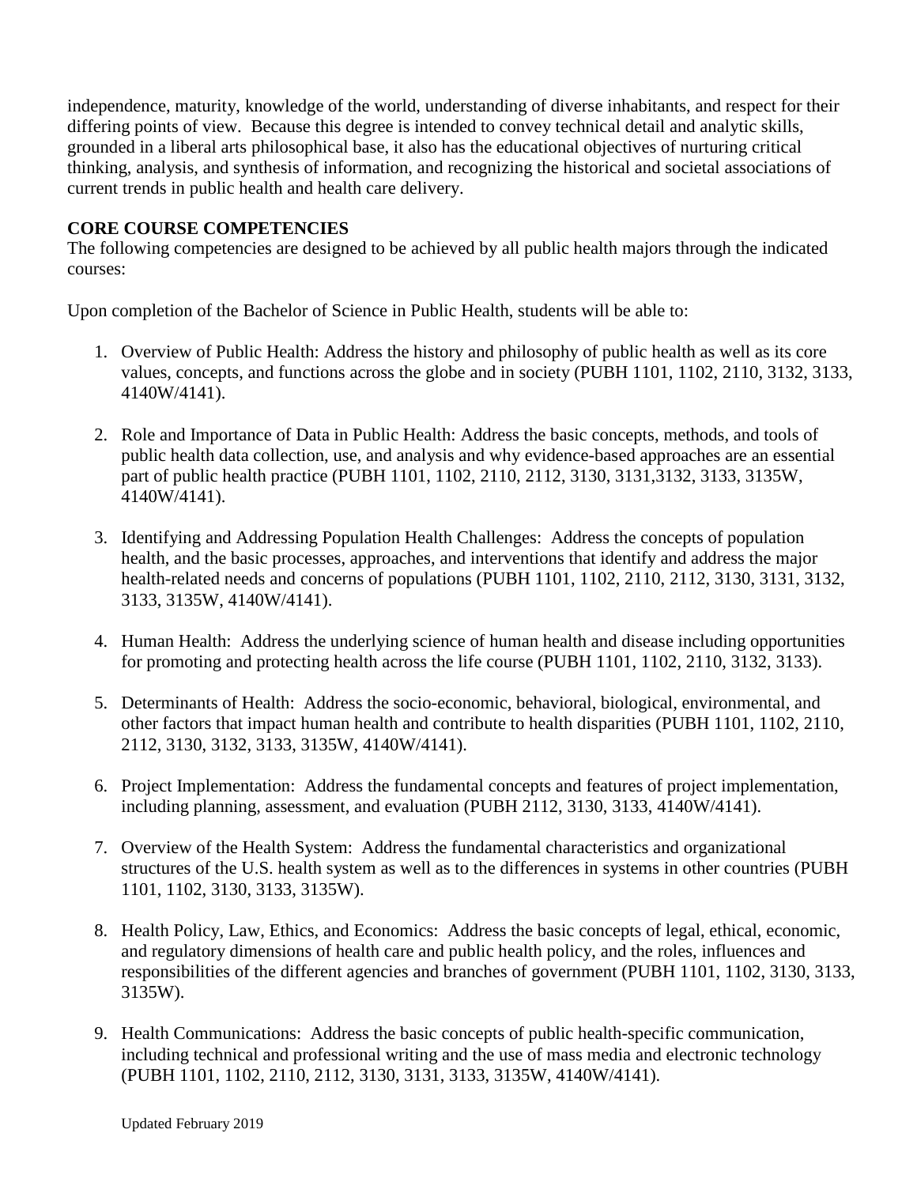independence, maturity, knowledge of the world, understanding of diverse inhabitants, and respect for their differing points of view. Because this degree is intended to convey technical detail and analytic skills, grounded in a liberal arts philosophical base, it also has the educational objectives of nurturing critical thinking, analysis, and synthesis of information, and recognizing the historical and societal associations of current trends in public health and health care delivery.

**CORE COURSE COMPETENCIES**

The following competencies are designed to be achieved by all public health majors through the indicated courses:

Upon completion of the Bachelor of Science in Public Health, students will be able to:

1. Overview of Public Health: Address the history and philosophy of public health as well as its core values, concepts, and functions across the globe and in society (PUBH 1101, 1102, 2110, 3132, 3133, 4140W/4141).

2. Role and Importance of Data in Public Health: Address the basic concepts, methods, and tools of public health data collection, use, and analysis and why evidence-based approaches are an essential part of public health practice (PUBH 1101, 1102, 2110, 2112, 3130, 3131,3132, 3133, 3135W, 4140W/4141).

3. Identifying and Addressing Population Health Challenges: Address the concepts of population health, and the basic processes, approaches, and interventions that identify and address the major health-related needs and concerns of populations (PUBH 1101, 1102, 2110, 2112, 3130, 3131, 3132, 3133, 3135W, 4140W/4141).

4. Human Health: Address the underlying science of human health and disease including opportunities for promoting and protecting health across the life course (PUBH 1101, 1102, 2110, 3132, 3133).

5. Determinants of Health: Address the socio-economic, behavioral, biological, environmental, and other factors that impact human health and contribute to health disparities (PUBH 1101, 1102, 2110, 2112, 3130, 3132, 3133, 3135W, 4140W/4141).

6. Project Implementation: Address the fundamental concepts and features of project implementation, including planning, assessment, and evaluation (PUBH 2112, 3130, 3133, 4140W/4141).

7. Overview of the Health System: Address the fundamental characteristics and organizational structures of the U.S. health system as well as to the differences in systems in other countries (PUBH 1101, 1102, 3130, 3133, 3135W).

8. Health Policy, Law, Ethics, and Economics: Address the basic concepts of legal, ethical, economic, and regulatory dimensions of health care and public health policy, and the roles, influences and responsibilities of the different agencies and branches of government (PUBH 1101, 1102, 3130, 3133, 3135W).

9. Health Communications: Address the basic concepts of public health-specific communication, including technical and professional writing and the use of mass media and electronic technology (PUBH 1101, 1102, 2110, 2112, 3130, 3131, 3133, 3135W, 4140W/4141).

Updated February 2019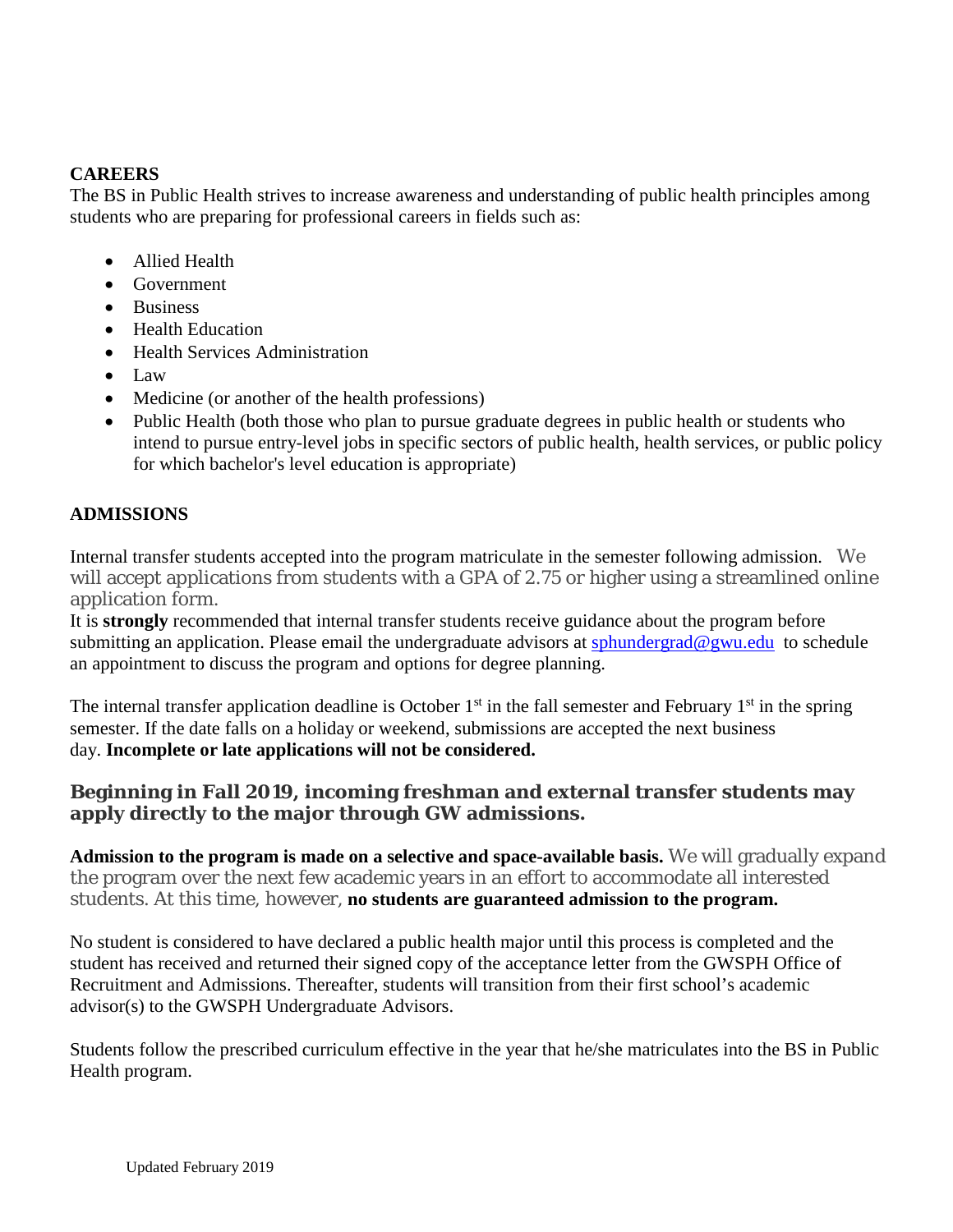## CAREERS

The BS in Public Health strives to increase awareness and understanding of public health principles among students who are preparing for professional careers in fields such as:

- Allied Health
- Government
- Business
- Health Education
- Health Services Administration
- Law
- Medicine (or another of the health professions)
- Public Health (both those who plan to pursue graduate degrees in public health or students who intend to pursue entry-level jobs in specific sectors of public health, health services, or public policy for which bachelor's level education is appropriate)

## ADMISSIONS

Internal transfer students accepted into the program matriculate in the semester following admission. We will accept applications from students with a GPA of 2.75 or higher using a streamlined online application form.

It is **strongly** recommended that internal transfer students receive guidance about the program before submitting an application. Please email the undergraduate advisors at sphundergrad@gwu.edu to schedule an appointment to discuss the program and options for degree planning.

The internal transfer application deadline is October 1st in the fall semester and February 1st in the spring semester. If the date falls on a holiday or weekend, submissions are accepted the next business day. **Incomplete or late applications will not be considered.**

### Beginning in Fall 2019, incoming freshman and external transfer students may apply directly to the major through GW admissions.

**Admission to the program is made on a selective and space-available basis.** We will gradually expand the program over the next few academic years in an effort to accommodate all interested students. At this time, however, **no students are guaranteed admission to the program.**

No student is considered to have declared a public health major until this process is completed and the student has received and returned their signed copy of the acceptance letter from the GWSPH Office of Recruitment and Admissions. Thereafter, students will transition from their first school's academic advisor(s) to the GWSPH Undergraduate Advisors.

Students follow the prescribed curriculum effective in the year that he/she matriculates into the BS in Public Health program.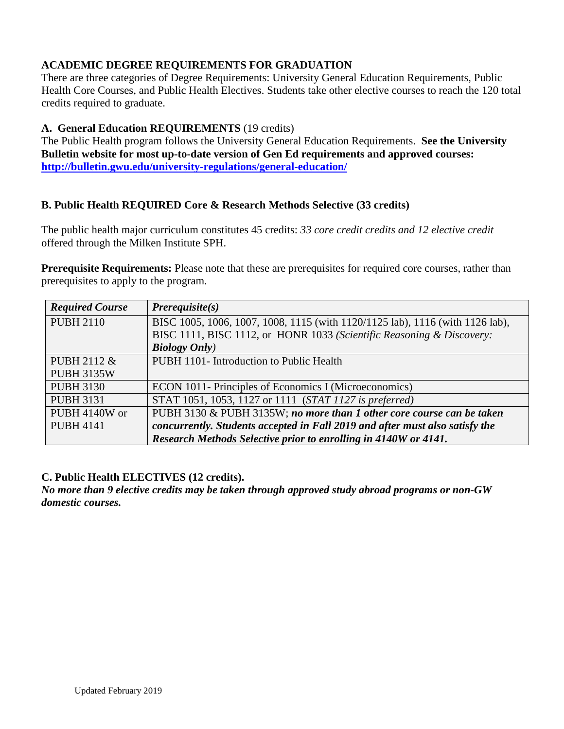## ACADEMIC DEGREE REQUIREMENTS FOR GRADUATION

There are three categories of Degree Requirements: University General Education Requirements, Public Health Core Courses, and Public Health Electives. Students take other elective courses to reach the 120 total credits required to graduate.

### A. General Education REQUIREMENTS (19 credits)

The Public Health program follows the University General Education Requirements. **See the University Bulletin website for most up-to-date version of Gen Ed requirements and approved courses: [http://bulletin.gwu.edu/university-regulations/general-education/](http://bulletin.gwu.edu/university-regulations/general-education/)**

### B. Public Health REQUIRED Core & Research Methods Selective (33 credits)

The public health major curriculum constitutes 45 credits: *33 core credit credits and 12 elective credit* offered through the Milken Institute SPH.

**Prerequisite Requirements:** Please note that these are prerequisites for required core courses, rather than prerequisites to apply to the program.

| ***Required Course*** | ***Prerequisite(s)*** |
|---|---|
| PUBH 2110 | BISC 1005, 1006, 1007, 1008, 1115 (with 1120/1125 lab), 1116 (with 1126 lab), BISC 1111, BISC 1112, or HONR 1033 *(Scientific Reasoning & Discovery: **Biology Only**)* |
| PUBH 2112 & PUBH 3135W | PUBH 1101- Introduction to Public Health |
| PUBH 3130 | ECON 1011- Principles of Economics I (Microeconomics) |
| PUBH 3131 | STAT 1051, 1053, 1127 or 1111 *(STAT 1127 is preferred)* |
| PUBH 4140W or PUBH 4141 | PUBH 3130 & PUBH 3135W; ***no more than 1 other core course can be taken concurrently. Students accepted in Fall 2019 and after must also satisfy the Research Methods Selective prior to enrolling in 4140W or 4141.*** |

### C. Public Health ELECTIVES (12 credits).

***No more than 9 elective credits may be taken through approved study abroad programs or non-GW domestic courses.***

Updated February 2019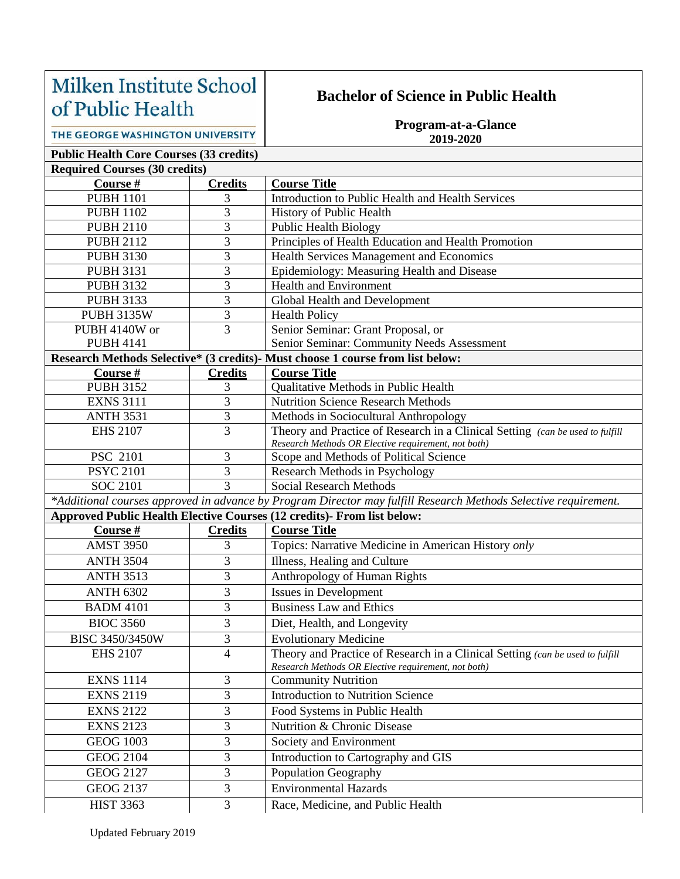**Milken Institute School of Public Health**
**THE GEORGE WASHINGTON UNIVERSITY**

# Bachelor of Science in Public Health

**Program-at-a-Glance**
**2019-2020**

## Public Health Core Courses (33 credits)

### Required Courses (30 credits)

| Course # | Credits | Course Title |
|---|---|---|
| PUBH 1101 | 3 | Introduction to Public Health and Health Services |
| PUBH 1102 | 3 | History of Public Health |
| PUBH 2110 | 3 | Public Health Biology |
| PUBH 2112 | 3 | Principles of Health Education and Health Promotion |
| PUBH 3130 | 3 | Health Services Management and Economics |
| PUBH 3131 | 3 | Epidemiology: Measuring Health and Disease |
| PUBH 3132 | 3 | Health and Environment |
| PUBH 3133 | 3 | Global Health and Development |
| PUBH 3135W | 3 | Health Policy |
| PUBH 4140W or PUBH 4141 | 3 | Senior Seminar: Grant Proposal, or Senior Seminar: Community Needs Assessment |

### Research Methods Selective* (3 credits)- Must choose 1 course from list below:

| Course # | Credits | Course Title |
|---|---|---|
| PUBH 3152 | 3 | Qualitative Methods in Public Health |
| EXNS 3111 | 3 | Nutrition Science Research Methods |
| ANTH 3531 | 3 | Methods in Sociocultural Anthropology |
| EHS 2107 | 3 | Theory and Practice of Research in a Clinical Setting *(can be used to fulfill Research Methods OR Elective requirement, not both)* |
| PSC 2101 | 3 | Scope and Methods of Political Science |
| PSYC 2101 | 3 | Research Methods in Psychology |
| SOC 2101 | 3 | Social Research Methods |

*\*Additional courses approved in advance by Program Director may fulfill Research Methods Selective requirement.*

### Approved Public Health Elective Courses (12 credits)- From list below:

| Course # | Credits | Course Title |
|---|---|---|
| AMST 3950 | 3 | Topics: Narrative Medicine in American History *only* |
| ANTH 3504 | 3 | Illness, Healing and Culture |
| ANTH 3513 | 3 | Anthropology of Human Rights |
| ANTH 6302 | 3 | Issues in Development |
| BADM 4101 | 3 | Business Law and Ethics |
| BIOC 3560 | 3 | Diet, Health, and Longevity |
| BISC 3450/3450W | 3 | Evolutionary Medicine |
| EHS 2107 | 4 | Theory and Practice of Research in a Clinical Setting *(can be used to fulfill Research Methods OR Elective requirement, not both)* |
| EXNS 1114 | 3 | Community Nutrition |
| EXNS 2119 | 3 | Introduction to Nutrition Science |
| EXNS 2122 | 3 | Food Systems in Public Health |
| EXNS 2123 | 3 | Nutrition & Chronic Disease |
| GEOG 1003 | 3 | Society and Environment |
| GEOG 2104 | 3 | Introduction to Cartography and GIS |
| GEOG 2127 | 3 | Population Geography |
| GEOG 2137 | 3 | Environmental Hazards |
| HIST 3363 | 3 | Race, Medicine, and Public Health |

Updated February 2019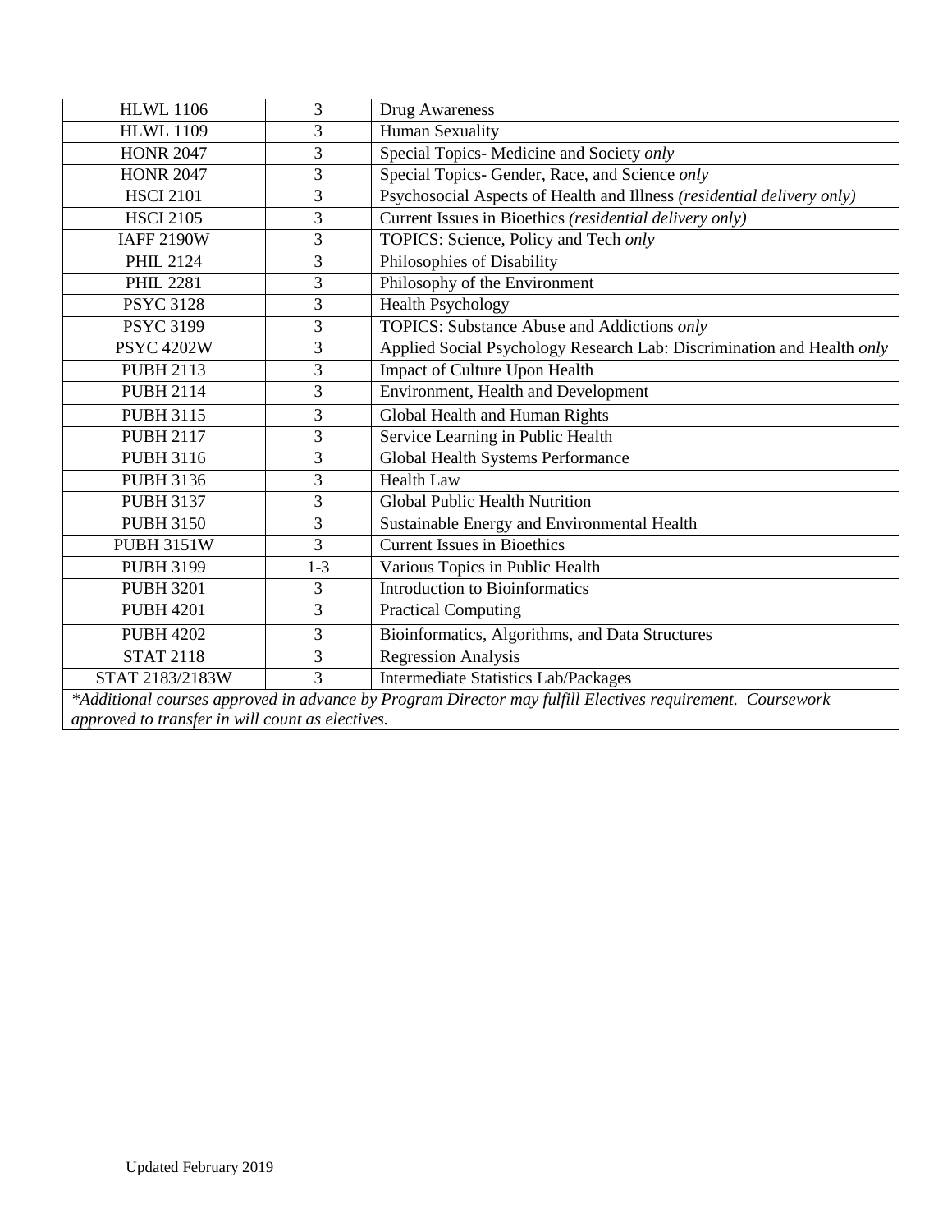| HLWL 1106 | 3 | Drug Awareness |
|---|---|---|
| HLWL 1109 | 3 | Human Sexuality |
| HONR 2047 | 3 | Special Topics- Medicine and Society *only* |
| HONR 2047 | 3 | Special Topics- Gender, Race, and Science *only* |
| HSCI 2101 | 3 | Psychosocial Aspects of Health and Illness *(residential delivery only)* |
| HSCI 2105 | 3 | Current Issues in Bioethics *(residential delivery only)* |
| IAFF 2190W | 3 | TOPICS: Science, Policy and Tech *only* |
| PHIL 2124 | 3 | Philosophies of Disability |
| PHIL 2281 | 3 | Philosophy of the Environment |
| PSYC 3128 | 3 | Health Psychology |
| PSYC 3199 | 3 | TOPICS: Substance Abuse and Addictions *only* |
| PSYC 4202W | 3 | Applied Social Psychology Research Lab: Discrimination and Health *only* |
| PUBH 2113 | 3 | Impact of Culture Upon Health |
| PUBH 2114 | 3 | Environment, Health and Development |
| PUBH 3115 | 3 | Global Health and Human Rights |
| PUBH 2117 | 3 | Service Learning in Public Health |
| PUBH 3116 | 3 | Global Health Systems Performance |
| PUBH 3136 | 3 | Health Law |
| PUBH 3137 | 3 | Global Public Health Nutrition |
| PUBH 3150 | 3 | Sustainable Energy and Environmental Health |
| PUBH 3151W | 3 | Current Issues in Bioethics |
| PUBH 3199 | 1-3 | Various Topics in Public Health |
| PUBH 3201 | 3 | Introduction to Bioinformatics |
| PUBH 4201 | 3 | Practical Computing |
| PUBH 4202 | 3 | Bioinformatics, Algorithms, and Data Structures |
| STAT 2118 | 3 | Regression Analysis |
| STAT 2183/2183W | 3 | Intermediate Statistics Lab/Packages |

*\*Additional courses approved in advance by Program Director may fulfill Electives requirement. Coursework approved to transfer in will count as electives.*

Updated February 2019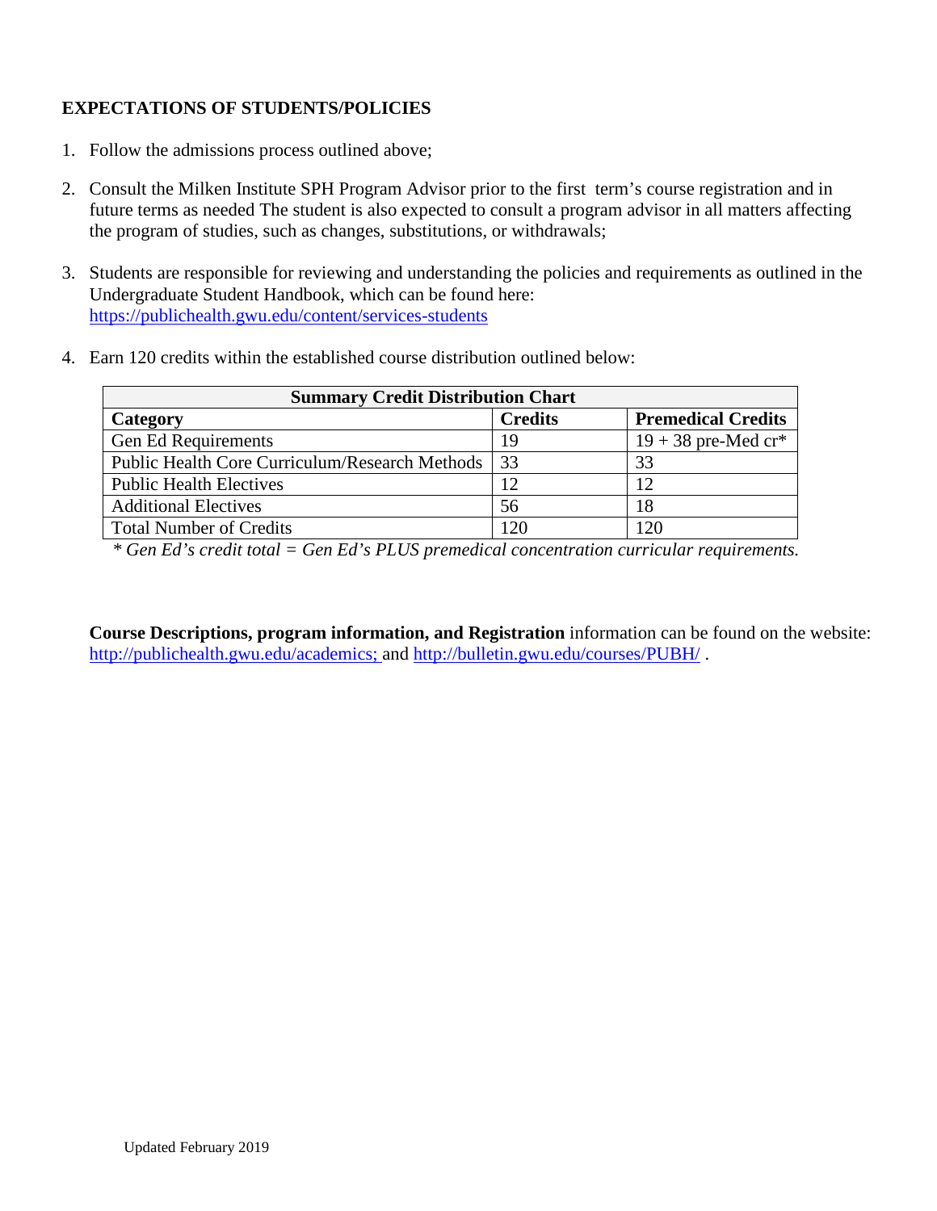**EXPECTATIONS OF STUDENTS/POLICIES**

1. Follow the admissions process outlined above;

2. Consult the Milken Institute SPH Program Advisor prior to the first term's course registration and in future terms as needed The student is also expected to consult a program advisor in all matters affecting the program of studies, such as changes, substitutions, or withdrawals;

3. Students are responsible for reviewing and understanding the policies and requirements as outlined in the Undergraduate Student Handbook, which can be found here: https://publichealth.gwu.edu/content/services-students

4. Earn 120 credits within the established course distribution outlined below:

| **Summary Credit Distribution Chart** | | |
|---|---|---|
| **Category** | **Credits** | **Premedical Credits** |
| Gen Ed Requirements | 19 | 19 + 38 pre-Med cr* |
| Public Health Core Curriculum/Research Methods | 33 | 33 |
| Public Health Electives | 12 | 12 |
| Additional Electives | 56 | 18 |
| Total Number of Credits | 120 | 120 |

*\* Gen Ed's credit total = Gen Ed's PLUS premedical concentration curricular requirements.*

**Course Descriptions, program information, and Registration** information can be found on the website: http://publichealth.gwu.edu/academics; and http://bulletin.gwu.edu/courses/PUBH/ .

Updated February 2019